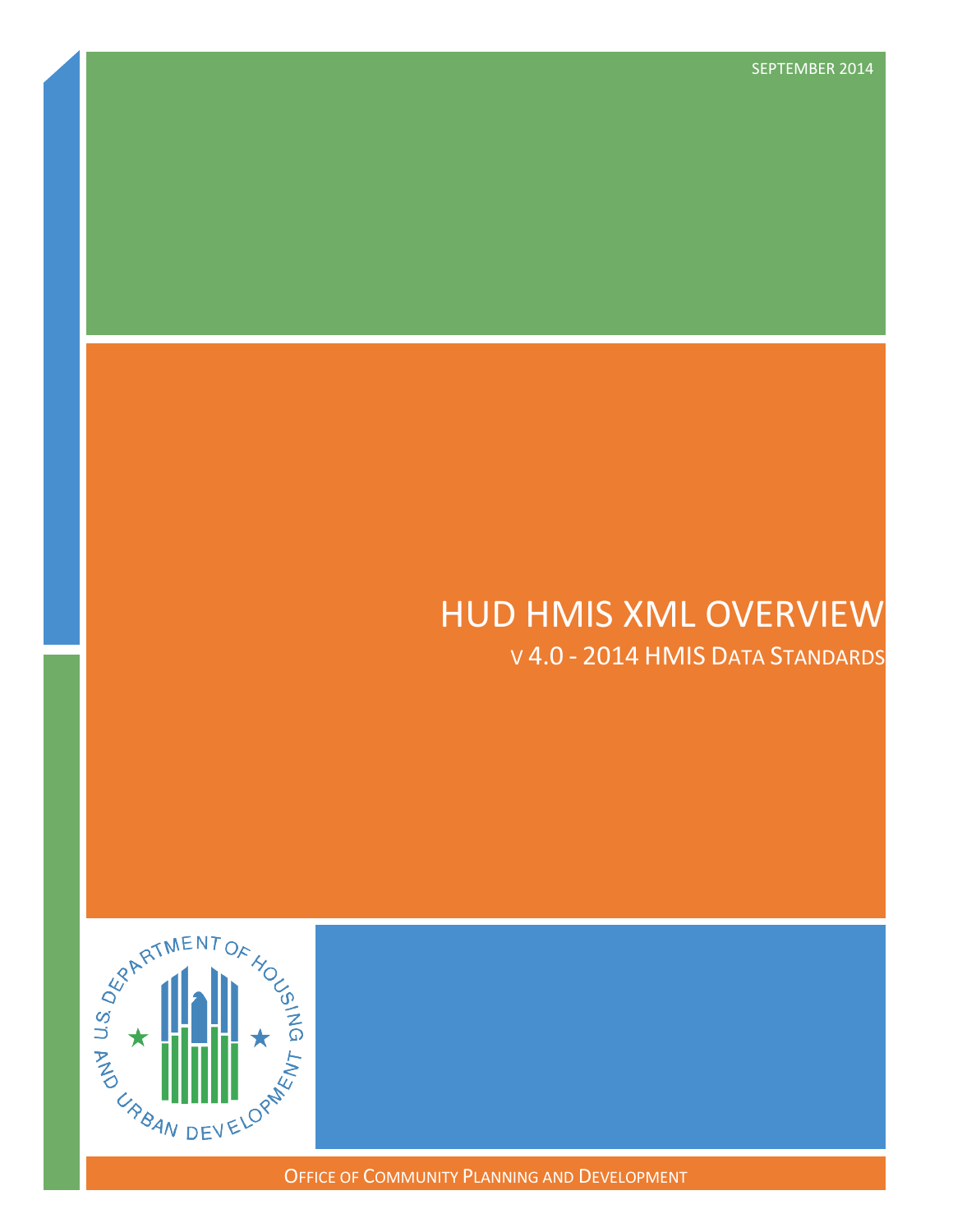SEPTEMBER 2014

# HUD HMIS XML OVERVIEW

## V 4.0 - 2014 HMIS DATA STANDARDS

OFFICE OF COMMUNITY PLANNING AND DEVELOPMENT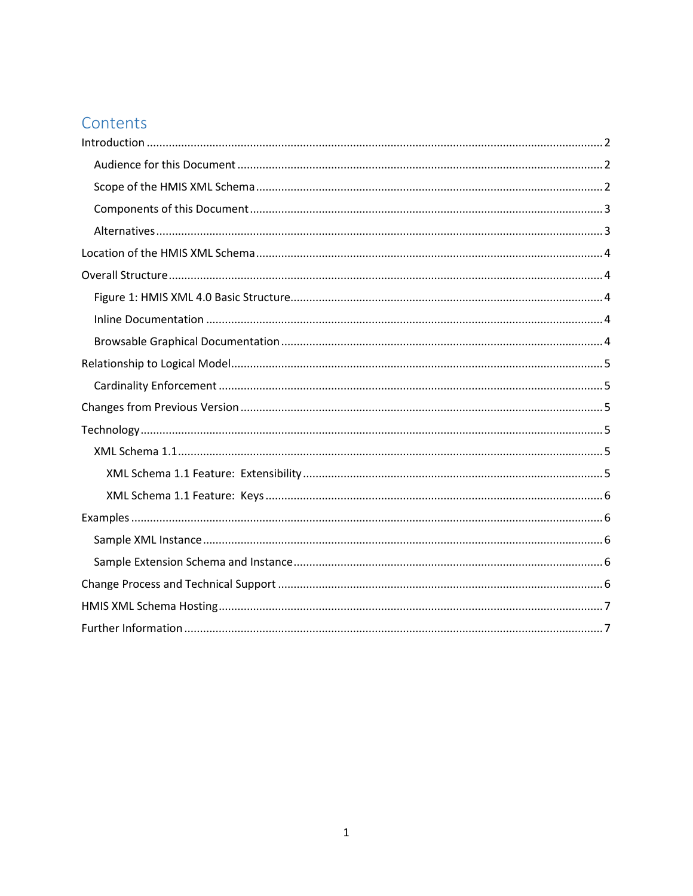# Contents

- Introduction ........ 2
  - Audience for this Document ........ 2
  - Scope of the HMIS XML Schema ........ 2
  - Components of this Document ........ 3
  - Alternatives ........ 3
- Location of the HMIS XML Schema ........ 4
- Overall Structure ........ 4
  - Figure 1: HMIS XML 4.0 Basic Structure ........ 4
  - Inline Documentation ........ 4
  - Browsable Graphical Documentation ........ 4
- Relationship to Logical Model ........ 5
  - Cardinality Enforcement ........ 5
- Changes from Previous Version ........ 5
- Technology ........ 5
  - XML Schema 1.1 ........ 5
    - XML Schema 1.1 Feature: Extensibility ........ 5
    - XML Schema 1.1 Feature: Keys ........ 6
- Examples ........ 6
  - Sample XML Instance ........ 6
  - Sample Extension Schema and Instance ........ 6
- Change Process and Technical Support ........ 6
- HMIS XML Schema Hosting ........ 7
- Further Information ........ 7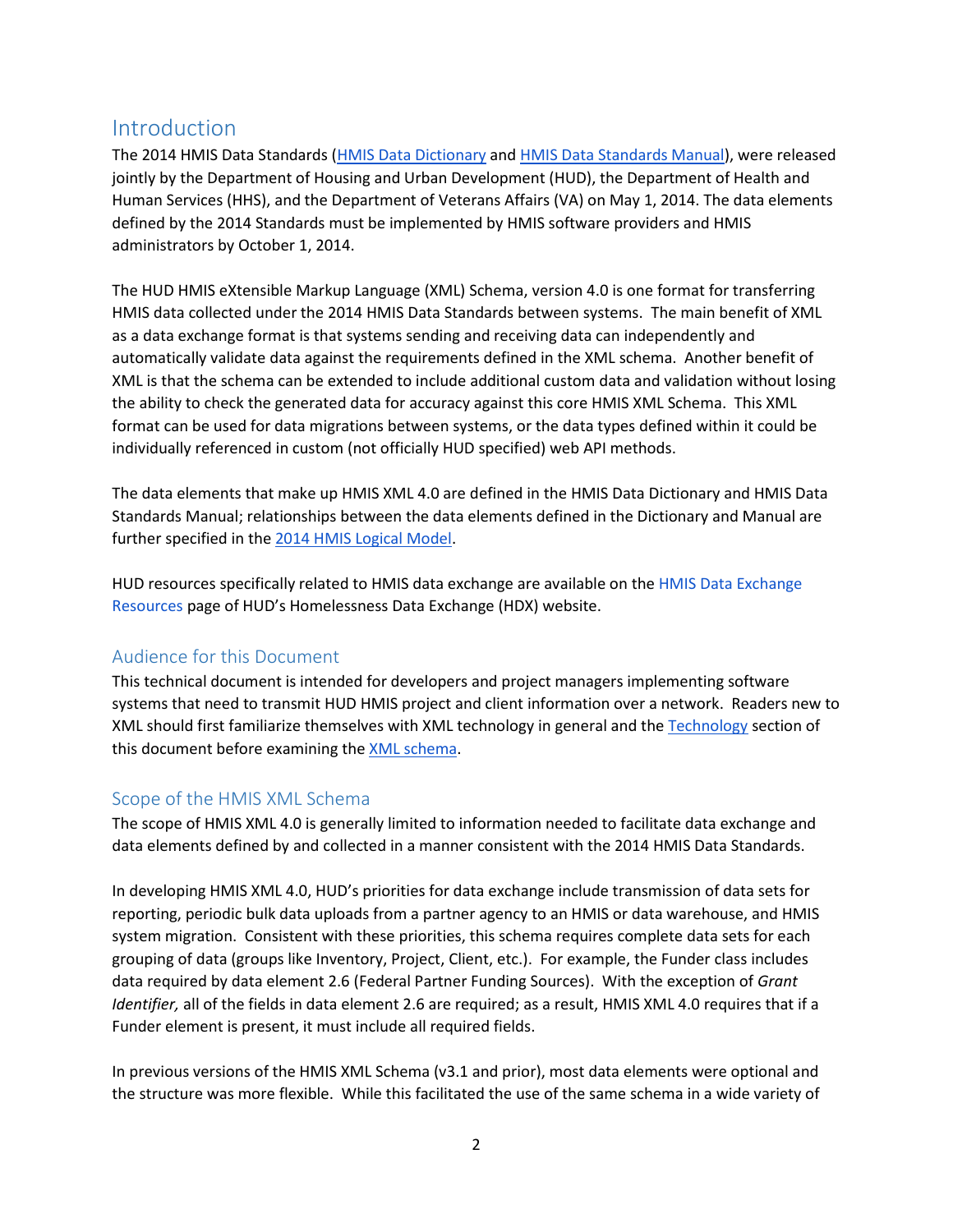## Introduction

The 2014 HMIS Data Standards (HMIS Data Dictionary and HMIS Data Standards Manual), were released jointly by the Department of Housing and Urban Development (HUD), the Department of Health and Human Services (HHS), and the Department of Veterans Affairs (VA) on May 1, 2014. The data elements defined by the 2014 Standards must be implemented by HMIS software providers and HMIS administrators by October 1, 2014.

The HUD HMIS eXtensible Markup Language (XML) Schema, version 4.0 is one format for transferring HMIS data collected under the 2014 HMIS Data Standards between systems. The main benefit of XML as a data exchange format is that systems sending and receiving data can independently and automatically validate data against the requirements defined in the XML schema. Another benefit of XML is that the schema can be extended to include additional custom data and validation without losing the ability to check the generated data for accuracy against this core HMIS XML Schema. This XML format can be used for data migrations between systems, or the data types defined within it could be individually referenced in custom (not officially HUD specified) web API methods.

The data elements that make up HMIS XML 4.0 are defined in the HMIS Data Dictionary and HMIS Data Standards Manual; relationships between the data elements defined in the Dictionary and Manual are further specified in the 2014 HMIS Logical Model.

HUD resources specifically related to HMIS data exchange are available on the HMIS Data Exchange Resources page of HUD's Homelessness Data Exchange (HDX) website.

### Audience for this Document

This technical document is intended for developers and project managers implementing software systems that need to transmit HUD HMIS project and client information over a network. Readers new to XML should first familiarize themselves with XML technology in general and the Technology section of this document before examining the XML schema.

### Scope of the HMIS XML Schema

The scope of HMIS XML 4.0 is generally limited to information needed to facilitate data exchange and data elements defined by and collected in a manner consistent with the 2014 HMIS Data Standards.

In developing HMIS XML 4.0, HUD's priorities for data exchange include transmission of data sets for reporting, periodic bulk data uploads from a partner agency to an HMIS or data warehouse, and HMIS system migration. Consistent with these priorities, this schema requires complete data sets for each grouping of data (groups like Inventory, Project, Client, etc.). For example, the Funder class includes data required by data element 2.6 (Federal Partner Funding Sources). With the exception of *Grant Identifier,* all of the fields in data element 2.6 are required; as a result, HMIS XML 4.0 requires that if a Funder element is present, it must include all required fields.

In previous versions of the HMIS XML Schema (v3.1 and prior), most data elements were optional and the structure was more flexible. While this facilitated the use of the same schema in a wide variety of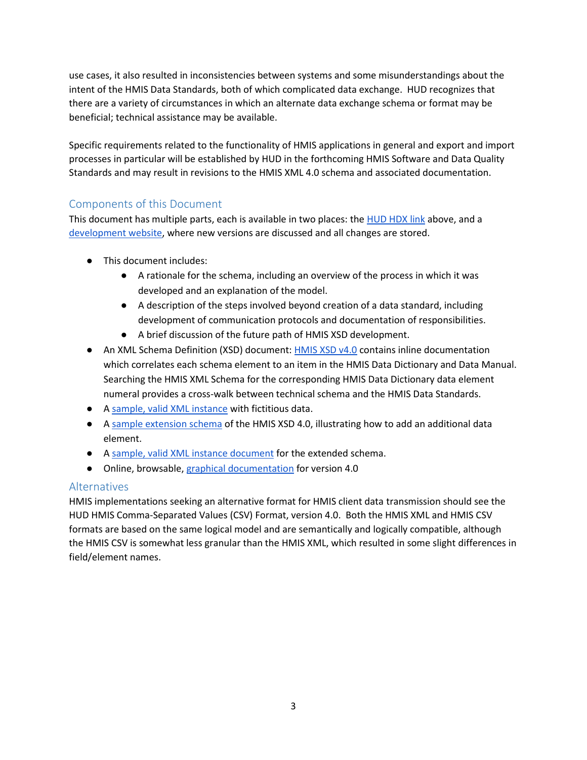use cases, it also resulted in inconsistencies between systems and some misunderstandings about the intent of the HMIS Data Standards, both of which complicated data exchange. HUD recognizes that there are a variety of circumstances in which an alternate data exchange schema or format may be beneficial; technical assistance may be available.

Specific requirements related to the functionality of HMIS applications in general and export and import processes in particular will be established by HUD in the forthcoming HMIS Software and Data Quality Standards and may result in revisions to the HMIS XML 4.0 schema and associated documentation.

## Components of this Document

This document has multiple parts, each is available in two places: the HUD HDX link above, and a development website, where new versions are discussed and all changes are stored.

- This document includes:
  - A rationale for the schema, including an overview of the process in which it was developed and an explanation of the model.
  - A description of the steps involved beyond creation of a data standard, including development of communication protocols and documentation of responsibilities.
  - A brief discussion of the future path of HMIS XSD development.
- An XML Schema Definition (XSD) document: HMIS XSD v4.0 contains inline documentation which correlates each schema element to an item in the HMIS Data Dictionary and Data Manual. Searching the HMIS XML Schema for the corresponding HMIS Data Dictionary data element numeral provides a cross-walk between technical schema and the HMIS Data Standards.
- A sample, valid XML instance with fictitious data.
- A sample extension schema of the HMIS XSD 4.0, illustrating how to add an additional data element.
- A sample, valid XML instance document for the extended schema.
- Online, browsable, graphical documentation for version 4.0

## Alternatives

HMIS implementations seeking an alternative format for HMIS client data transmission should see the HUD HMIS Comma-Separated Values (CSV) Format, version 4.0. Both the HMIS XML and HMIS CSV formats are based on the same logical model and are semantically and logically compatible, although the HMIS CSV is somewhat less granular than the HMIS XML, which resulted in some slight differences in field/element names.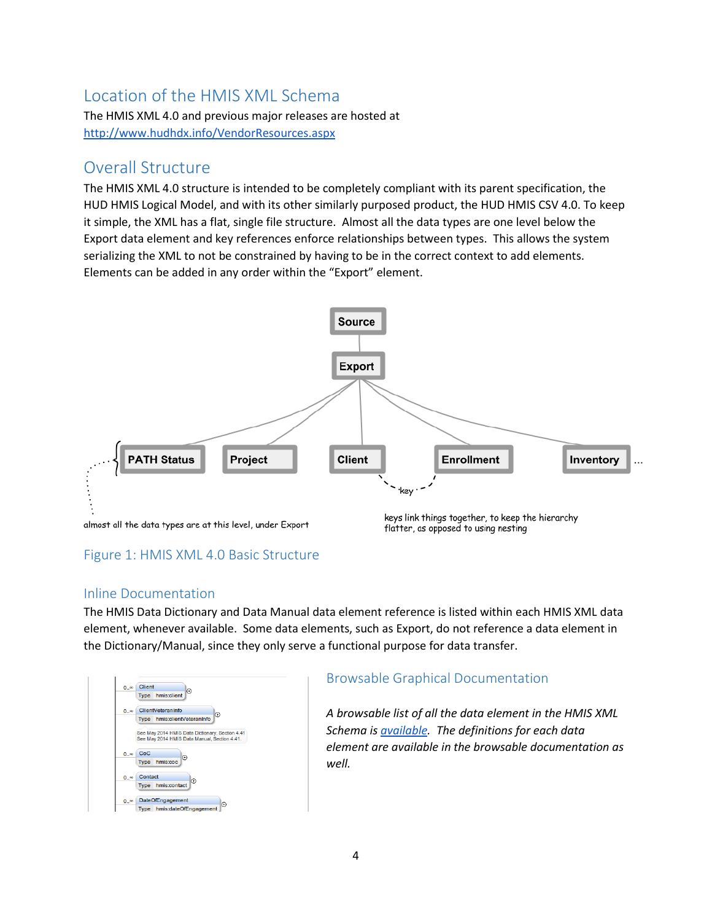## Location of the HMIS XML Schema

The HMIS XML 4.0 and previous major releases are hosted at
http://www.hudhdx.info/VendorResources.aspx

## Overall Structure

The HMIS XML 4.0 structure is intended to be completely compliant with its parent specification, the HUD HMIS Logical Model, and with its other similarly purposed product, the HUD HMIS CSV 4.0. To keep it simple, the XML has a flat, single file structure. Almost all the data types are one level below the Export data element and key references enforce relationships between types. This allows the system serializing the XML to not be constrained by having to be in the correct context to add elements. Elements can be added in any order within the "Export" element.

Source

Export

PATH Status | Project | Client | Enrollment | Inventory ...

key

almost all the data types are at this level, under Export

keys link things together, to keep the hierarchy flatter, as opposed to using nesting

Figure 1: HMIS XML 4.0 Basic Structure

### Inline Documentation

The HMIS Data Dictionary and Data Manual data element reference is listed within each HMIS XML data element, whenever available. Some data elements, such as Export, do not reference a data element in the Dictionary/Manual, since they only serve a functional purpose for data transfer.

### Browsable Graphical Documentation

*A browsable list of all the data element in the HMIS XML Schema is available. The definitions for each data element are available in the browsable documentation as well.*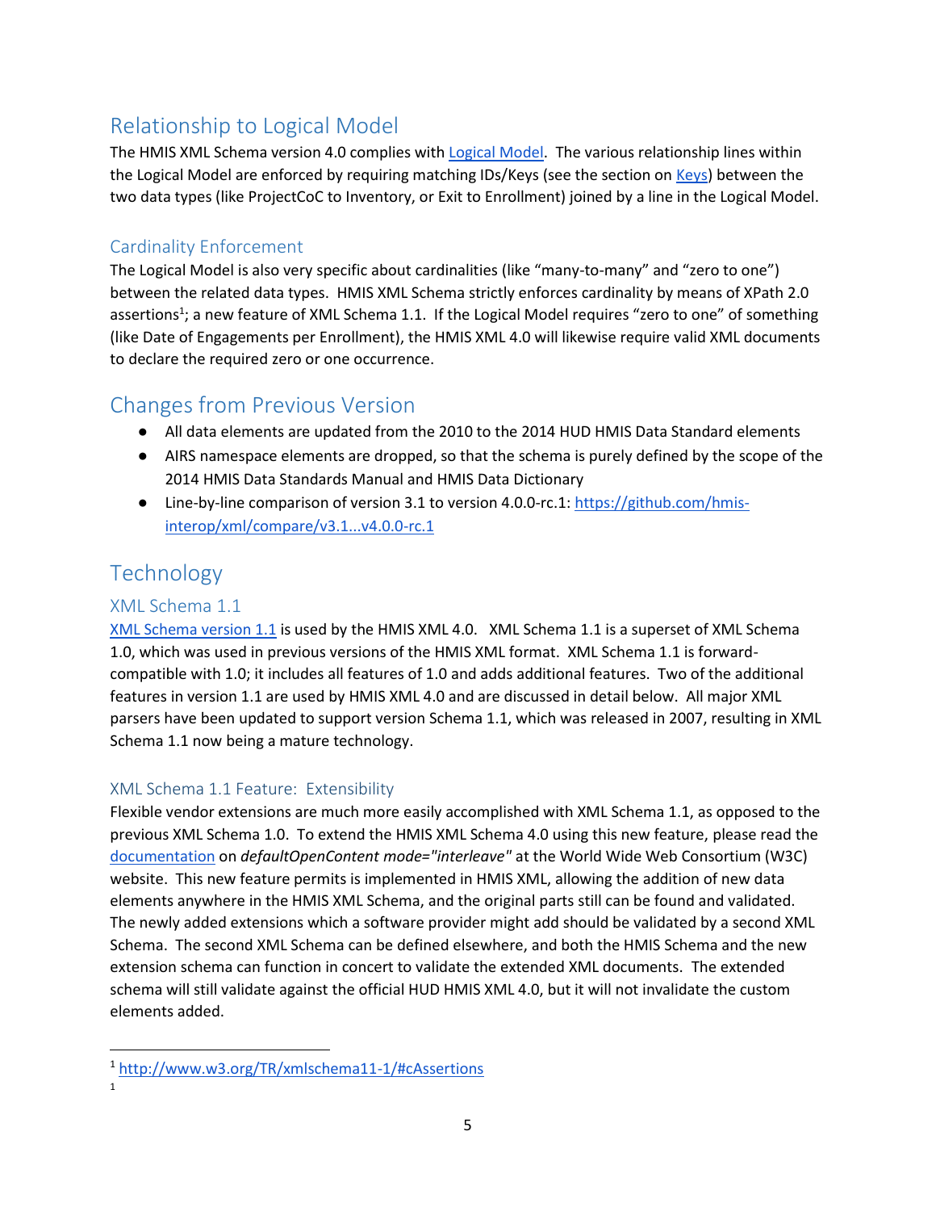## Relationship to Logical Model

The HMIS XML Schema version 4.0 complies with [Logical Model](). The various relationship lines within the Logical Model are enforced by requiring matching IDs/Keys (see the section on [Keys]()) between the two data types (like ProjectCoC to Inventory, or Exit to Enrollment) joined by a line in the Logical Model.

### Cardinality Enforcement

The Logical Model is also very specific about cardinalities (like "many-to-many" and "zero to one") between the related data types. HMIS XML Schema strictly enforces cardinality by means of XPath 2.0 assertions[1]; a new feature of XML Schema 1.1. If the Logical Model requires "zero to one" of something (like Date of Engagements per Enrollment), the HMIS XML 4.0 will likewise require valid XML documents to declare the required zero or one occurrence.

## Changes from Previous Version

- All data elements are updated from the 2010 to the 2014 HUD HMIS Data Standard elements
- AIRS namespace elements are dropped, so that the schema is purely defined by the scope of the 2014 HMIS Data Standards Manual and HMIS Data Dictionary
- Line-by-line comparison of version 3.1 to version 4.0.0-rc.1: [https://github.com/hmis-interop/xml/compare/v3.1...v4.0.0-rc.1](https://github.com/hmis-interop/xml/compare/v3.1...v4.0.0-rc.1)

## Technology

### XML Schema 1.1

[XML Schema version 1.1]() is used by the HMIS XML 4.0. XML Schema 1.1 is a superset of XML Schema 1.0, which was used in previous versions of the HMIS XML format. XML Schema 1.1 is forward-compatible with 1.0; it includes all features of 1.0 and adds additional features. Two of the additional features in version 1.1 are used by HMIS XML 4.0 and are discussed in detail below. All major XML parsers have been updated to support version Schema 1.1, which was released in 2007, resulting in XML Schema 1.1 now being a mature technology.

### XML Schema 1.1 Feature: Extensibility

Flexible vendor extensions are much more easily accomplished with XML Schema 1.1, as opposed to the previous XML Schema 1.0. To extend the HMIS XML Schema 4.0 using this new feature, please read the [documentation]() on *defaultOpenContent mode="interleave"* at the World Wide Web Consortium (W3C) website. This new feature permits is implemented in HMIS XML, allowing the addition of new data elements anywhere in the HMIS XML Schema, and the original parts still can be found and validated. The newly added extensions which a software provider might add should be validated by a second XML Schema. The second XML Schema can be defined elsewhere, and both the HMIS Schema and the new extension schema can function in concert to validate the extended XML documents. The extended schema will still validate against the official HUD HMIS XML 4.0, but it will not invalidate the custom elements added.

---

[1] [http://www.w3.org/TR/xmlschema11-1/#cAssertions](http://www.w3.org/TR/xmlschema11-1/#cAssertions)

1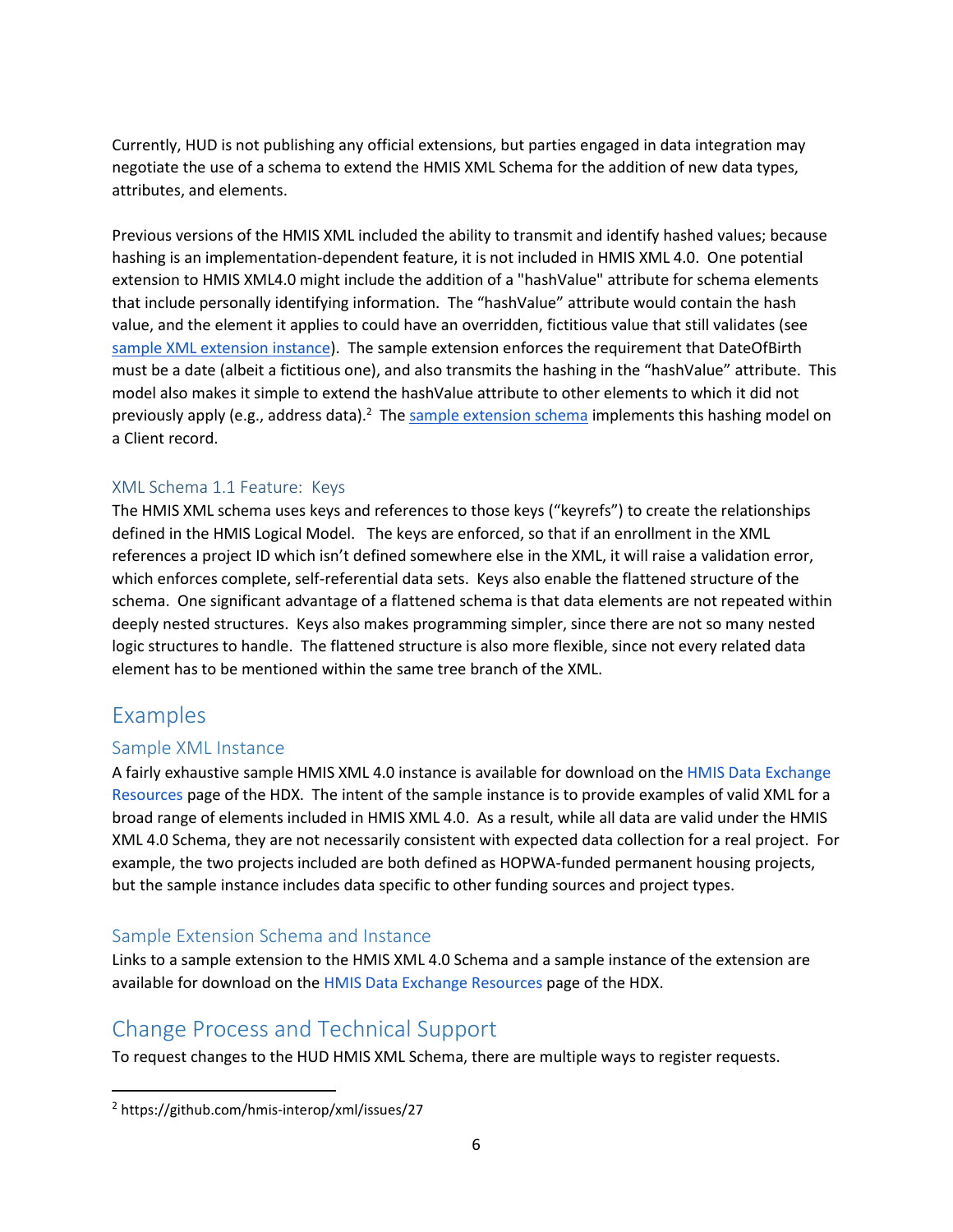Currently, HUD is not publishing any official extensions, but parties engaged in data integration may negotiate the use of a schema to extend the HMIS XML Schema for the addition of new data types, attributes, and elements.

Previous versions of the HMIS XML included the ability to transmit and identify hashed values; because hashing is an implementation-dependent feature, it is not included in HMIS XML 4.0. One potential extension to HMIS XML4.0 might include the addition of a "hashValue" attribute for schema elements that include personally identifying information. The "hashValue" attribute would contain the hash value, and the element it applies to could have an overridden, fictitious value that still validates (see sample XML extension instance). The sample extension enforces the requirement that DateOfBirth must be a date (albeit a fictitious one), and also transmits the hashing in the "hashValue" attribute. This model also makes it simple to extend the hashValue attribute to other elements to which it did not previously apply (e.g., address data).[2] The sample extension schema implements this hashing model on a Client record.

### XML Schema 1.1 Feature: Keys

The HMIS XML schema uses keys and references to those keys ("keyrefs") to create the relationships defined in the HMIS Logical Model. The keys are enforced, so that if an enrollment in the XML references a project ID which isn't defined somewhere else in the XML, it will raise a validation error, which enforces complete, self-referential data sets. Keys also enable the flattened structure of the schema. One significant advantage of a flattened schema is that data elements are not repeated within deeply nested structures. Keys also makes programming simpler, since there are not so many nested logic structures to handle. The flattened structure is also more flexible, since not every related data element has to be mentioned within the same tree branch of the XML.

## Examples

### Sample XML Instance

A fairly exhaustive sample HMIS XML 4.0 instance is available for download on the HMIS Data Exchange Resources page of the HDX. The intent of the sample instance is to provide examples of valid XML for a broad range of elements included in HMIS XML 4.0. As a result, while all data are valid under the HMIS XML 4.0 Schema, they are not necessarily consistent with expected data collection for a real project. For example, the two projects included are both defined as HOPWA-funded permanent housing projects, but the sample instance includes data specific to other funding sources and project types.

### Sample Extension Schema and Instance

Links to a sample extension to the HMIS XML 4.0 Schema and a sample instance of the extension are available for download on the HMIS Data Exchange Resources page of the HDX.

## Change Process and Technical Support

To request changes to the HUD HMIS XML Schema, there are multiple ways to register requests.

[2] https://github.com/hmis-interop/xml/issues/27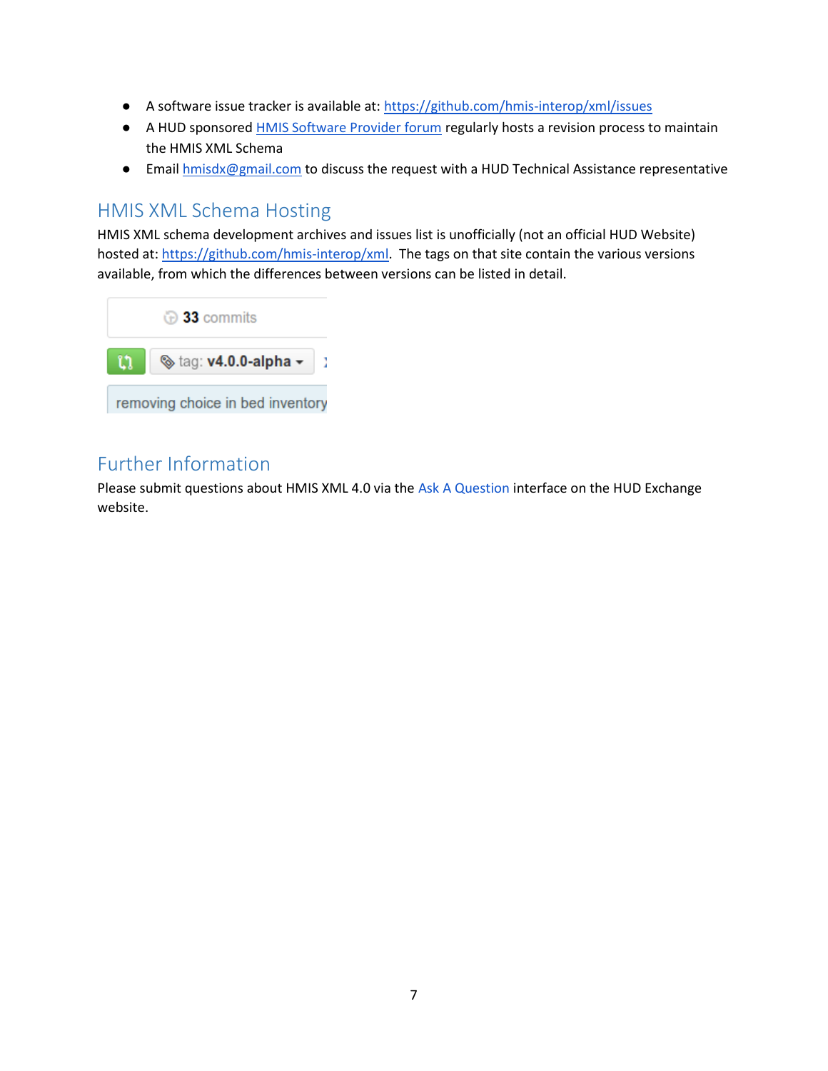- A software issue tracker is available at: https://github.com/hmis-interop/xml/issues
- A HUD sponsored HMIS Software Provider forum regularly hosts a revision process to maintain the HMIS XML Schema
- Email hmisdx@gmail.com to discuss the request with a HUD Technical Assistance representative

## HMIS XML Schema Hosting

HMIS XML schema development archives and issues list is unofficially (not an official HUD Website) hosted at: https://github.com/hmis-interop/xml. The tags on that site contain the various versions available, from which the differences between versions can be listed in detail.

33 commits

tag: v4.0.0-alpha

removing choice in bed inventory

## Further Information

Please submit questions about HMIS XML 4.0 via the Ask A Question interface on the HUD Exchange website.